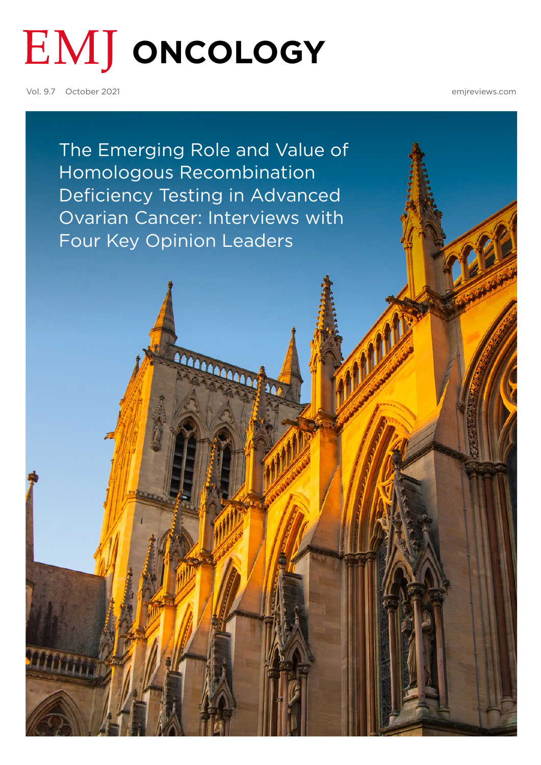# EMJ ONCOLOGY

Vol. 9.7 October 2021 emjreviews.com

## The Emerging Role and Value of Homologous Recombination Deficiency Testing in Advanced Ovarian Cancer: Interviews with Four Key Opinion Leaders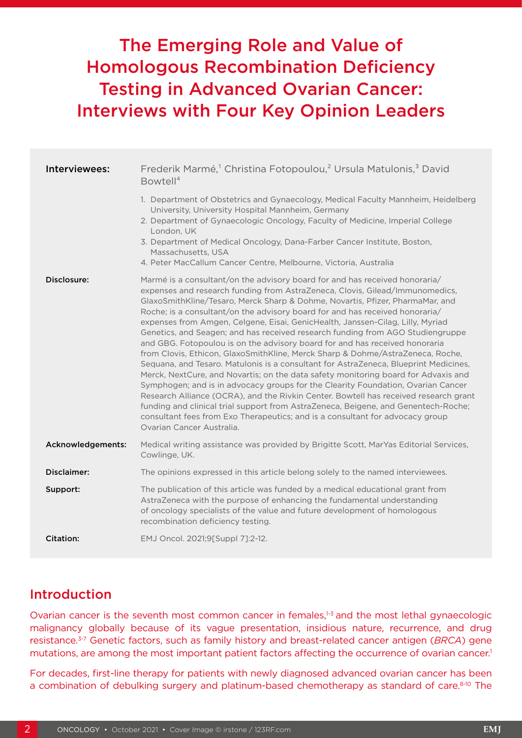# The Emerging Role and Value of Homologous Recombination Deficiency Testing in Advanced Ovarian Cancer: Interviews with Four Key Opinion Leaders

**Interviewees:** Frederik Marmé,[1] Christina Fotopoulou,[2] Ursula Matulonis,[3] David Bowtell[4]

1. Department of Obstetrics and Gynaecology, Medical Faculty Mannheim, Heidelberg University, University Hospital Mannheim, Germany
2. Department of Gynaecologic Oncology, Faculty of Medicine, Imperial College London, UK
3. Department of Medical Oncology, Dana-Farber Cancer Institute, Boston, Massachusetts, USA
4. Peter MacCallum Cancer Centre, Melbourne, Victoria, Australia

**Disclosure:** Marmé is a consultant/on the advisory board for and has received honoraria/expenses and research funding from AstraZeneca, Clovis, Gilead/Immunomedics, GlaxoSmithKline/Tesaro, Merck Sharp & Dohme, Novartis, Pfizer, PharmaMar, and Roche; is a consultant/on the advisory board for and has received honoraria/expenses from Amgen, Celgene, Eisai, GenicHealth, Janssen-Cilag, Lilly, Myriad Genetics, and Seagen; and has received research funding from AGO Studiengruppe and GBG. Fotopoulou is on the advisory board for and has received honoraria from Clovis, Ethicon, GlaxoSmithKline, Merck Sharp & Dohme/AstraZeneca, Roche, Sequana, and Tesaro. Matulonis is a consultant for AstraZeneca, Blueprint Medicines, Merck, NextCure, and Novartis; on the data safety monitoring board for Advaxis and Symphogen; and is in advocacy groups for the Clearity Foundation, Ovarian Cancer Research Alliance (OCRA), and the Rivkin Center. Bowtell has received research grant funding and clinical trial support from AstraZeneca, Beigene, and Genentech-Roche; consultant fees from Exo Therapeutics; and is a consultant for advocacy group Ovarian Cancer Australia.

**Acknowledgements:** Medical writing assistance was provided by Brigitte Scott, MarYas Editorial Services, Cowlinge, UK.

**Disclaimer:** The opinions expressed in this article belong solely to the named interviewees.

**Support:** The publication of this article was funded by a medical educational grant from AstraZeneca with the purpose of enhancing the fundamental understanding of oncology specialists of the value and future development of homologous recombination deficiency testing.

**Citation:** EMJ Oncol. 2021;9[Suppl 7]:2-12.

## Introduction

Ovarian cancer is the seventh most common cancer in females,[1-3] and the most lethal gynaecologic malignancy globally because of its vague presentation, insidious nature, recurrence, and drug resistance.[3-7] Genetic factors, such as family history and breast-related cancer antigen (*BRCA*) gene mutations, are among the most important patient factors affecting the occurrence of ovarian cancer.[1]

For decades, first-line therapy for patients with newly diagnosed advanced ovarian cancer has been a combination of debulking surgery and platinum-based chemotherapy as standard of care.[8-10] The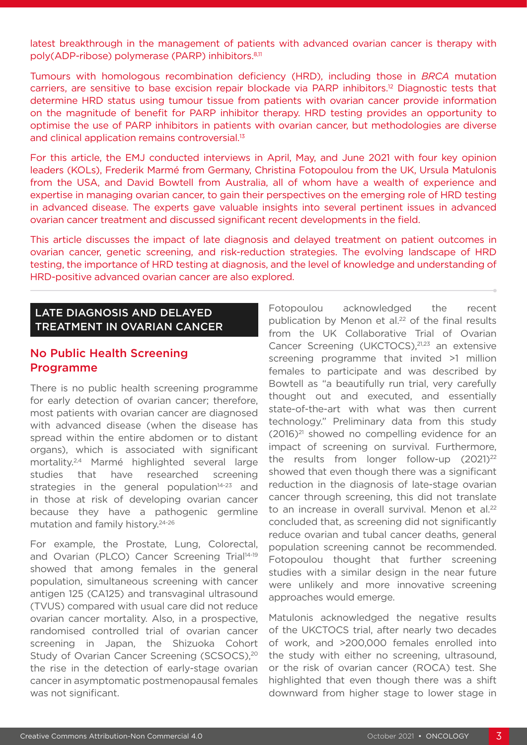latest breakthrough in the management of patients with advanced ovarian cancer is therapy with poly(ADP-ribose) polymerase (PARP) inhibitors.[8,11]

Tumours with homologous recombination deficiency (HRD), including those in *BRCA* mutation carriers, are sensitive to base excision repair blockade via PARP inhibitors.[12] Diagnostic tests that determine HRD status using tumour tissue from patients with ovarian cancer provide information on the magnitude of benefit for PARP inhibitor therapy. HRD testing provides an opportunity to optimise the use of PARP inhibitors in patients with ovarian cancer, but methodologies are diverse and clinical application remains controversial.[13]

For this article, the EMJ conducted interviews in April, May, and June 2021 with four key opinion leaders (KOLs), Frederik Marmé from Germany, Christina Fotopoulou from the UK, Ursula Matulonis from the USA, and David Bowtell from Australia, all of whom have a wealth of experience and expertise in managing ovarian cancer, to gain their perspectives on the emerging role of HRD testing in advanced disease. The experts gave valuable insights into several pertinent issues in advanced ovarian cancer treatment and discussed significant recent developments in the field.

This article discusses the impact of late diagnosis and delayed treatment on patient outcomes in ovarian cancer, genetic screening, and risk-reduction strategies. The evolving landscape of HRD testing, the importance of HRD testing at diagnosis, and the level of knowledge and understanding of HRD-positive advanced ovarian cancer are also explored.

## LATE DIAGNOSIS AND DELAYED TREATMENT IN OVARIAN CANCER

### No Public Health Screening Programme

There is no public health screening programme for early detection of ovarian cancer; therefore, most patients with ovarian cancer are diagnosed with advanced disease (when the disease has spread within the entire abdomen or to distant organs), which is associated with significant mortality.[2,4] Marmé highlighted several large studies that have researched screening strategies in the general population[14-23] and in those at risk of developing ovarian cancer because they have a pathogenic germline mutation and family history.[24-26]

For example, the Prostate, Lung, Colorectal, and Ovarian (PLCO) Cancer Screening Trial[14-19] showed that among females in the general population, simultaneous screening with cancer antigen 125 (CA125) and transvaginal ultrasound (TVUS) compared with usual care did not reduce ovarian cancer mortality. Also, in a prospective, randomised controlled trial of ovarian cancer screening in Japan, the Shizuoka Cohort Study of Ovarian Cancer Screening (SCSOCS),[20] the rise in the detection of early-stage ovarian cancer in asymptomatic postmenopausal females was not significant.

Fotopoulou acknowledged the recent publication by Menon et al.[22] of the final results from the UK Collaborative Trial of Ovarian Cancer Screening (UKCTOCS),[21,23] an extensive screening programme that invited >1 million females to participate and was described by Bowtell as "a beautifully run trial, very carefully thought out and executed, and essentially state-of-the-art with what was then current technology." Preliminary data from this study (2016)[21] showed no compelling evidence for an impact of screening on survival. Furthermore, the results from longer follow-up (2021)[22] showed that even though there was a significant reduction in the diagnosis of late-stage ovarian cancer through screening, this did not translate to an increase in overall survival. Menon et al.[22] concluded that, as screening did not significantly reduce ovarian and tubal cancer deaths, general population screening cannot be recommended. Fotopoulou thought that further screening studies with a similar design in the near future were unlikely and more innovative screening approaches would emerge.

Matulonis acknowledged the negative results of the UKCTOCS trial, after nearly two decades of work, and >200,000 females enrolled into the study with either no screening, ultrasound, or the risk of ovarian cancer (ROCA) test. She highlighted that even though there was a shift downward from higher stage to lower stage in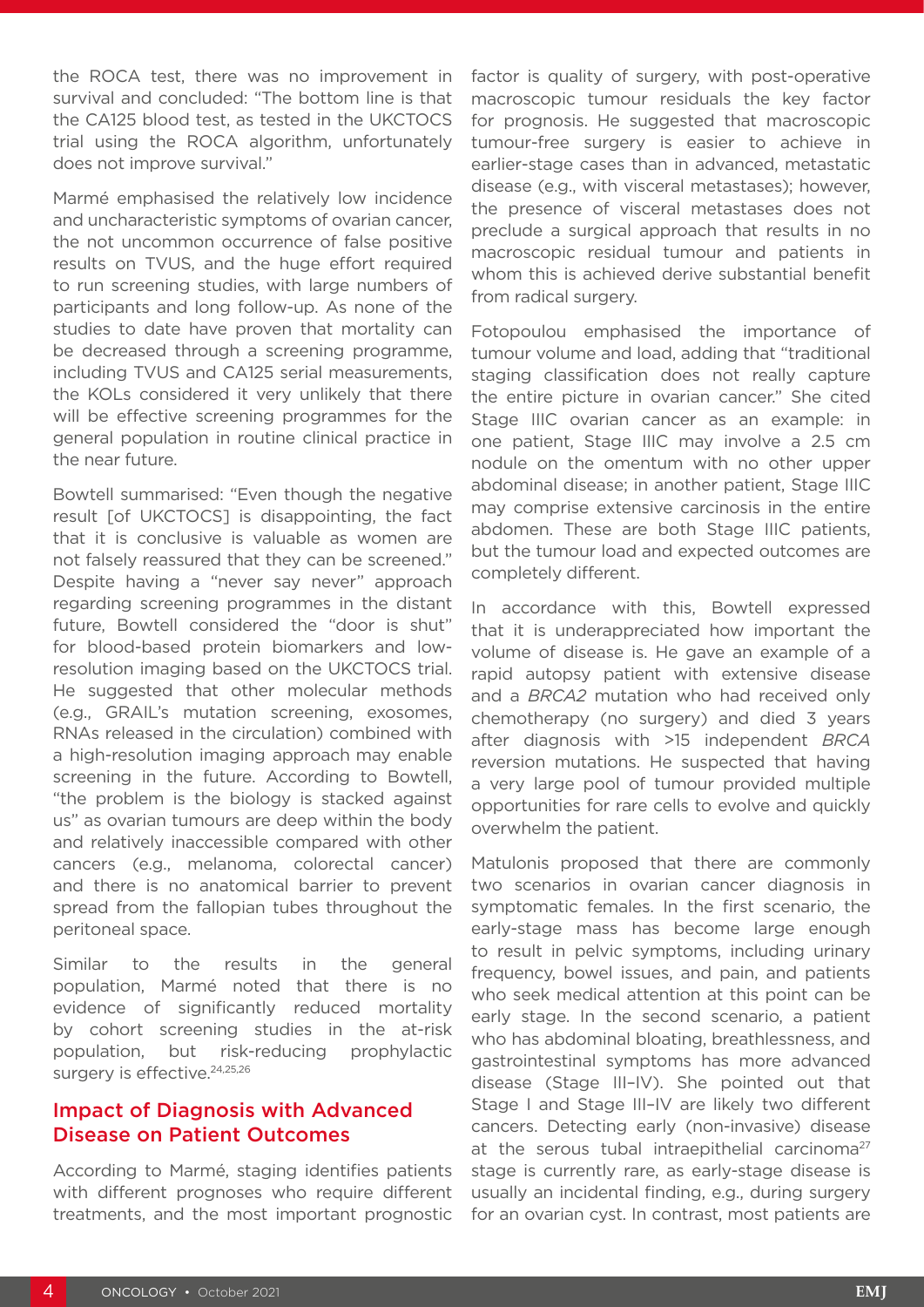the ROCA test, there was no improvement in survival and concluded: "The bottom line is that the CA125 blood test, as tested in the UKCTOCS trial using the ROCA algorithm, unfortunately does not improve survival."

Marmé emphasised the relatively low incidence and uncharacteristic symptoms of ovarian cancer, the not uncommon occurrence of false positive results on TVUS, and the huge effort required to run screening studies, with large numbers of participants and long follow-up. As none of the studies to date have proven that mortality can be decreased through a screening programme, including TVUS and CA125 serial measurements, the KOLs considered it very unlikely that there will be effective screening programmes for the general population in routine clinical practice in the near future.

Bowtell summarised: "Even though the negative result [of UKCTOCS] is disappointing, the fact that it is conclusive is valuable as women are not falsely reassured that they can be screened." Despite having a "never say never" approach regarding screening programmes in the distant future, Bowtell considered the "door is shut" for blood-based protein biomarkers and low-resolution imaging based on the UKCTOCS trial. He suggested that other molecular methods (e.g., GRAIL's mutation screening, exosomes, RNAs released in the circulation) combined with a high-resolution imaging approach may enable screening in the future. According to Bowtell, "the problem is the biology is stacked against us" as ovarian tumours are deep within the body and relatively inaccessible compared with other cancers (e.g., melanoma, colorectal cancer) and there is no anatomical barrier to prevent spread from the fallopian tubes throughout the peritoneal space.

Similar to the results in the general population, Marmé noted that there is no evidence of significantly reduced mortality by cohort screening studies in the at-risk population, but risk-reducing prophylactic surgery is effective.[24,25,26]

## Impact of Diagnosis with Advanced Disease on Patient Outcomes

According to Marmé, staging identifies patients with different prognoses who require different treatments, and the most important prognostic factor is quality of surgery, with post-operative macroscopic tumour residuals the key factor for prognosis. He suggested that macroscopic tumour-free surgery is easier to achieve in earlier-stage cases than in advanced, metastatic disease (e.g., with visceral metastases); however, the presence of visceral metastases does not preclude a surgical approach that results in no macroscopic residual tumour and patients in whom this is achieved derive substantial benefit from radical surgery.

Fotopoulou emphasised the importance of tumour volume and load, adding that "traditional staging classification does not really capture the entire picture in ovarian cancer." She cited Stage IIIC ovarian cancer as an example: in one patient, Stage IIIC may involve a 2.5 cm nodule on the omentum with no other upper abdominal disease; in another patient, Stage IIIC may comprise extensive carcinosis in the entire abdomen. These are both Stage IIIC patients, but the tumour load and expected outcomes are completely different.

In accordance with this, Bowtell expressed that it is underappreciated how important the volume of disease is. He gave an example of a rapid autopsy patient with extensive disease and a *BRCA2* mutation who had received only chemotherapy (no surgery) and died 3 years after diagnosis with >15 independent *BRCA* reversion mutations. He suspected that having a very large pool of tumour provided multiple opportunities for rare cells to evolve and quickly overwhelm the patient.

Matulonis proposed that there are commonly two scenarios in ovarian cancer diagnosis in symptomatic females. In the first scenario, the early-stage mass has become large enough to result in pelvic symptoms, including urinary frequency, bowel issues, and pain, and patients who seek medical attention at this point can be early stage. In the second scenario, a patient who has abdominal bloating, breathlessness, and gastrointestinal symptoms has more advanced disease (Stage III–IV). She pointed out that Stage I and Stage III–IV are likely two different cancers. Detecting early (non-invasive) disease at the serous tubal intraepithelial carcinoma[27] stage is currently rare, as early-stage disease is usually an incidental finding, e.g., during surgery for an ovarian cyst. In contrast, most patients are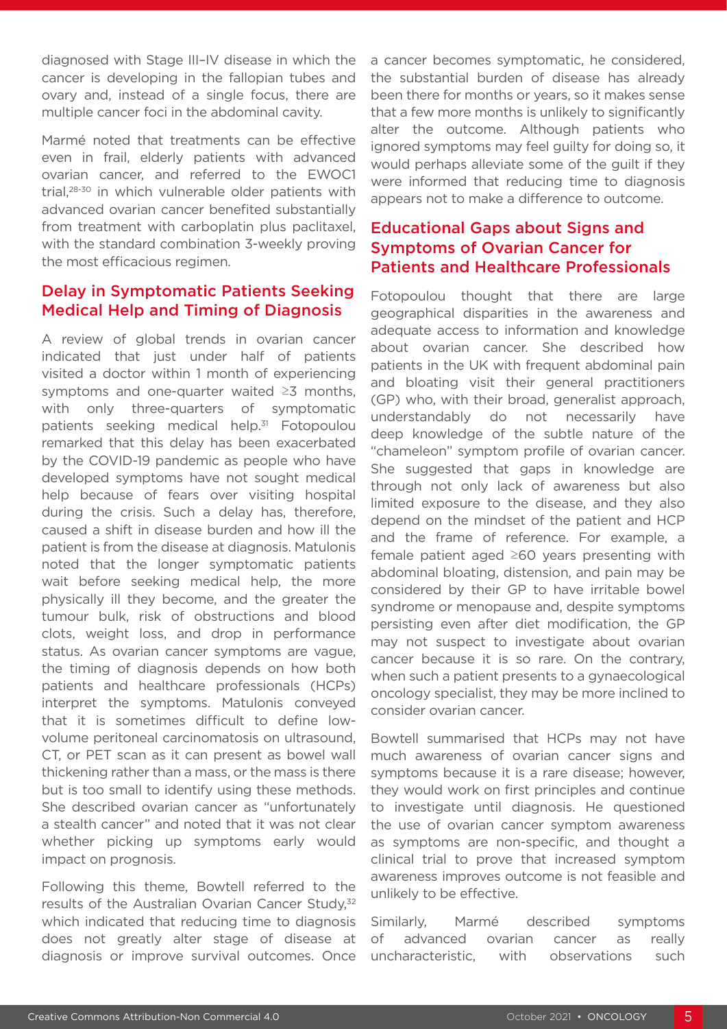diagnosed with Stage III–IV disease in which the cancer is developing in the fallopian tubes and ovary and, instead of a single focus, there are multiple cancer foci in the abdominal cavity.

Marmé noted that treatments can be effective even in frail, elderly patients with advanced ovarian cancer, and referred to the EWOC1 trial,[28-30] in which vulnerable older patients with advanced ovarian cancer benefited substantially from treatment with carboplatin plus paclitaxel, with the standard combination 3-weekly proving the most efficacious regimen.

## Delay in Symptomatic Patients Seeking Medical Help and Timing of Diagnosis

A review of global trends in ovarian cancer indicated that just under half of patients visited a doctor within 1 month of experiencing symptoms and one-quarter waited ≥3 months, with only three-quarters of symptomatic patients seeking medical help.[31] Fotopoulou remarked that this delay has been exacerbated by the COVID-19 pandemic as people who have developed symptoms have not sought medical help because of fears over visiting hospital during the crisis. Such a delay has, therefore, caused a shift in disease burden and how ill the patient is from the disease at diagnosis. Matulonis noted that the longer symptomatic patients wait before seeking medical help, the more physically ill they become, and the greater the tumour bulk, risk of obstructions and blood clots, weight loss, and drop in performance status. As ovarian cancer symptoms are vague, the timing of diagnosis depends on how both patients and healthcare professionals (HCPs) interpret the symptoms. Matulonis conveyed that it is sometimes difficult to define low-volume peritoneal carcinomatosis on ultrasound, CT, or PET scan as it can present as bowel wall thickening rather than a mass, or the mass is there but is too small to identify using these methods. She described ovarian cancer as "unfortunately a stealth cancer" and noted that it was not clear whether picking up symptoms early would impact on prognosis.

Following this theme, Bowtell referred to the results of the Australian Ovarian Cancer Study,[32] which indicated that reducing time to diagnosis does not greatly alter stage of disease at diagnosis or improve survival outcomes. Once a cancer becomes symptomatic, he considered, the substantial burden of disease has already been there for months or years, so it makes sense that a few more months is unlikely to significantly alter the outcome. Although patients who ignored symptoms may feel guilty for doing so, it would perhaps alleviate some of the guilt if they were informed that reducing time to diagnosis appears not to make a difference to outcome.

## Educational Gaps about Signs and Symptoms of Ovarian Cancer for Patients and Healthcare Professionals

Fotopoulou thought that there are large geographical disparities in the awareness and adequate access to information and knowledge about ovarian cancer. She described how patients in the UK with frequent abdominal pain and bloating visit their general practitioners (GP) who, with their broad, generalist approach, understandably do not necessarily have deep knowledge of the subtle nature of the "chameleon" symptom profile of ovarian cancer. She suggested that gaps in knowledge are through not only lack of awareness but also limited exposure to the disease, and they also depend on the mindset of the patient and HCP and the frame of reference. For example, a female patient aged ≥60 years presenting with abdominal bloating, distension, and pain may be considered by their GP to have irritable bowel syndrome or menopause and, despite symptoms persisting even after diet modification, the GP may not suspect to investigate about ovarian cancer because it is so rare. On the contrary, when such a patient presents to a gynaecological oncology specialist, they may be more inclined to consider ovarian cancer.

Bowtell summarised that HCPs may not have much awareness of ovarian cancer signs and symptoms because it is a rare disease; however, they would work on first principles and continue to investigate until diagnosis. He questioned the use of ovarian cancer symptom awareness as symptoms are non-specific, and thought a clinical trial to prove that increased symptom awareness improves outcome is not feasible and unlikely to be effective.

Similarly, Marmé described symptoms of advanced ovarian cancer as really uncharacteristic, with observations such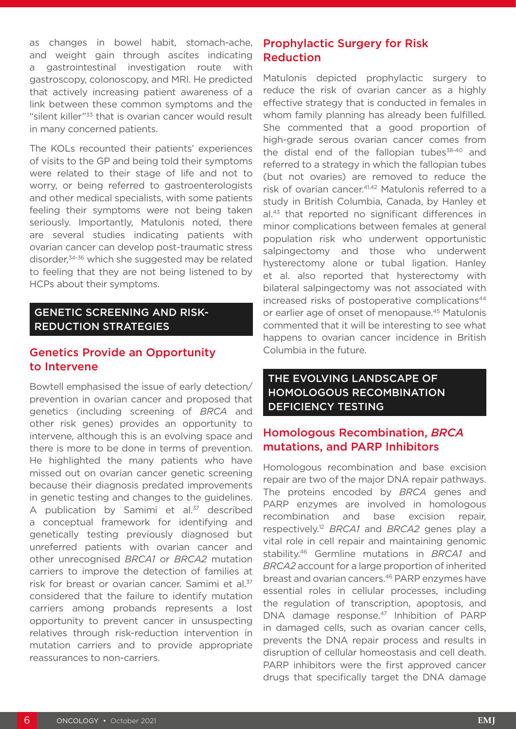as changes in bowel habit, stomach-ache, and weight gain through ascites indicating a gastrointestinal investigation route with gastroscopy, colonoscopy, and MRI. He predicted that actively increasing patient awareness of a link between these common symptoms and the "silent killer"[33] that is ovarian cancer would result in many concerned patients.

The KOLs recounted their patients' experiences of visits to the GP and being told their symptoms were related to their stage of life and not to worry, or being referred to gastroenterologists and other medical specialists, with some patients feeling their symptoms were not being taken seriously. Importantly, Matulonis noted, there are several studies indicating patients with ovarian cancer can develop post-traumatic stress disorder,[34-36] which she suggested may be related to feeling that they are not being listened to by HCPs about their symptoms.

## GENETIC SCREENING AND RISK-REDUCTION STRATEGIES

### Genetics Provide an Opportunity to Intervene

Bowtell emphasised the issue of early detection/prevention in ovarian cancer and proposed that genetics (including screening of *BRCA* and other risk genes) provides an opportunity to intervene, although this is an evolving space and there is more to be done in terms of prevention. He highlighted the many patients who have missed out on ovarian cancer genetic screening because their diagnosis predated improvements in genetic testing and changes to the guidelines. A publication by Samimi et al.[37] described a conceptual framework for identifying and genetically testing previously diagnosed but unreferred patients with ovarian cancer and other unrecognised *BRCA1* or *BRCA2* mutation carriers to improve the detection of families at risk for breast or ovarian cancer. Samimi et al.[37] considered that the failure to identify mutation carriers among probands represents a lost opportunity to prevent cancer in unsuspecting relatives through risk-reduction intervention in mutation carriers and to provide appropriate reassurances to non-carriers.

### Prophylactic Surgery for Risk Reduction

Matulonis depicted prophylactic surgery to reduce the risk of ovarian cancer as a highly effective strategy that is conducted in females in whom family planning has already been fulfilled. She commented that a good proportion of high-grade serous ovarian cancer comes from the distal end of the fallopian tubes[38-40] and referred to a strategy in which the fallopian tubes (but not ovaries) are removed to reduce the risk of ovarian cancer.[41,42] Matulonis referred to a study in British Columbia, Canada, by Hanley et al.[43] that reported no significant differences in minor complications between females at general population risk who underwent opportunistic salpingectomy and those who underwent hysterectomy alone or tubal ligation. Hanley et al. also reported that hysterectomy with bilateral salpingectomy was not associated with increased risks of postoperative complications[44] or earlier age of onset of menopause.[45] Matulonis commented that it will be interesting to see what happens to ovarian cancer incidence in British Columbia in the future.

## THE EVOLVING LANDSCAPE OF HOMOLOGOUS RECOMBINATION DEFICIENCY TESTING

### Homologous Recombination, *BRCA* mutations, and PARP Inhibitors

Homologous recombination and base excision repair are two of the major DNA repair pathways. The proteins encoded by *BRCA* genes and PARP enzymes are involved in homologous recombination and base excision repair, respectively.[12] *BRCA1* and *BRCA2* genes play a vital role in cell repair and maintaining genomic stability.[46] Germline mutations in *BRCA1* and *BRCA2* account for a large proportion of inherited breast and ovarian cancers.[46] PARP enzymes have essential roles in cellular processes, including the regulation of transcription, apoptosis, and DNA damage response.[47] Inhibition of PARP in damaged cells, such as ovarian cancer cells, prevents the DNA repair process and results in disruption of cellular homeostasis and cell death. PARP inhibitors were the first approved cancer drugs that specifically target the DNA damage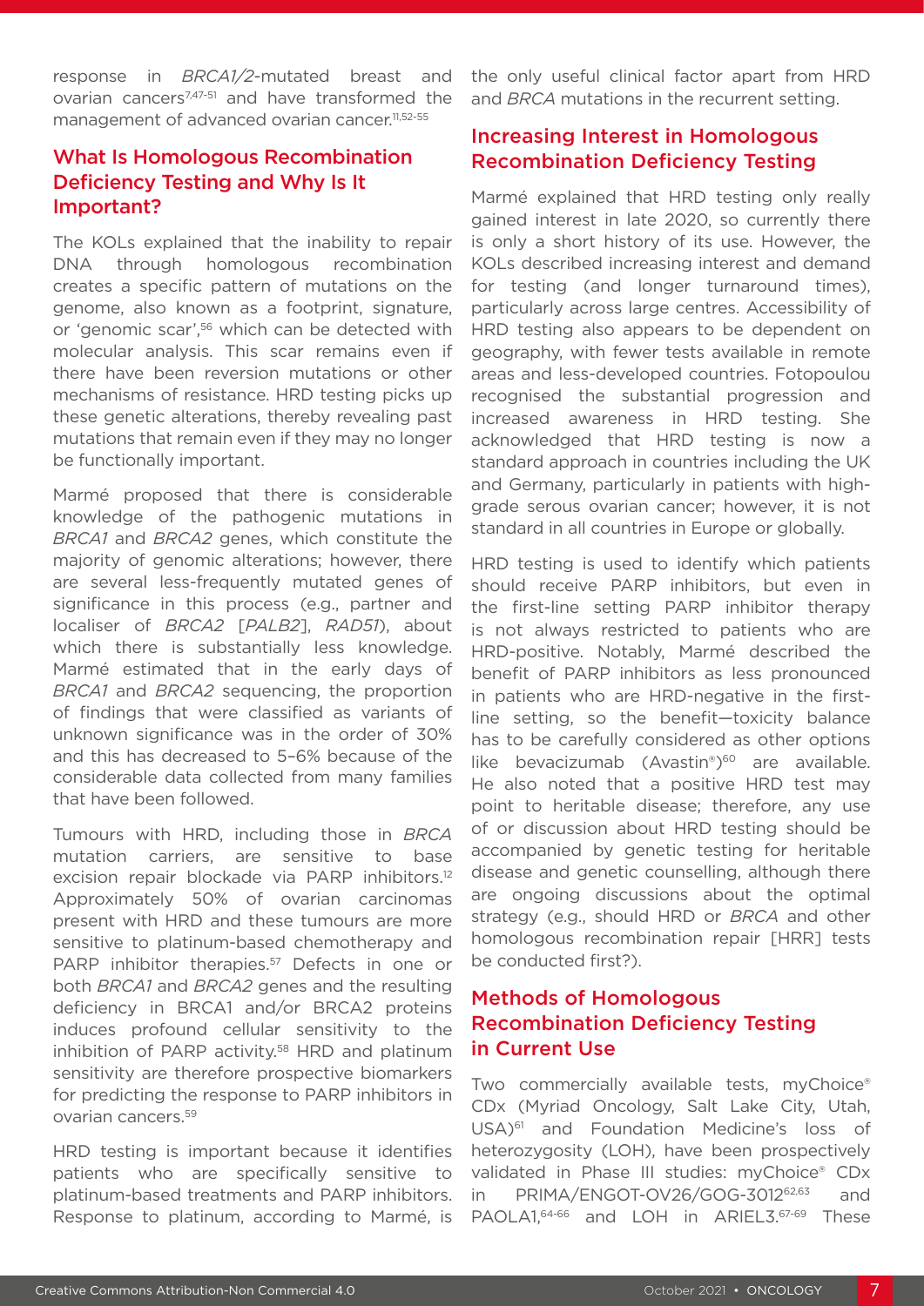response in *BRCA1/2*-mutated breast and ovarian cancers[7,47-51] and have transformed the management of advanced ovarian cancer.[11,52-55]

## What Is Homologous Recombination Deficiency Testing and Why Is It Important?

The KOLs explained that the inability to repair DNA through homologous recombination creates a specific pattern of mutations on the genome, also known as a footprint, signature, or 'genomic scar',[56] which can be detected with molecular analysis. This scar remains even if there have been reversion mutations or other mechanisms of resistance. HRD testing picks up these genetic alterations, thereby revealing past mutations that remain even if they may no longer be functionally important.

Marmé proposed that there is considerable knowledge of the pathogenic mutations in *BRCA1* and *BRCA2* genes, which constitute the majority of genomic alterations; however, there are several less-frequently mutated genes of significance in this process (e.g., partner and localiser of *BRCA2* [*PALB2*], *RAD51*), about which there is substantially less knowledge. Marmé estimated that in the early days of *BRCA1* and *BRCA2* sequencing, the proportion of findings that were classified as variants of unknown significance was in the order of 30% and this has decreased to 5–6% because of the considerable data collected from many families that have been followed.

Tumours with HRD, including those in *BRCA* mutation carriers, are sensitive to base excision repair blockade via PARP inhibitors.[12] Approximately 50% of ovarian carcinomas present with HRD and these tumours are more sensitive to platinum-based chemotherapy and PARP inhibitor therapies.[57] Defects in one or both *BRCA1* and *BRCA2* genes and the resulting deficiency in BRCA1 and/or BRCA2 proteins induces profound cellular sensitivity to the inhibition of PARP activity.[58] HRD and platinum sensitivity are therefore prospective biomarkers for predicting the response to PARP inhibitors in ovarian cancers.[59]

HRD testing is important because it identifies patients who are specifically sensitive to platinum-based treatments and PARP inhibitors. Response to platinum, according to Marmé, is the only useful clinical factor apart from HRD and *BRCA* mutations in the recurrent setting.

## Increasing Interest in Homologous Recombination Deficiency Testing

Marmé explained that HRD testing only really gained interest in late 2020, so currently there is only a short history of its use. However, the KOLs described increasing interest and demand for testing (and longer turnaround times), particularly across large centres. Accessibility of HRD testing also appears to be dependent on geography, with fewer tests available in remote areas and less-developed countries. Fotopoulou recognised the substantial progression and increased awareness in HRD testing. She acknowledged that HRD testing is now a standard approach in countries including the UK and Germany, particularly in patients with high-grade serous ovarian cancer; however, it is not standard in all countries in Europe or globally.

HRD testing is used to identify which patients should receive PARP inhibitors, but even in the first-line setting PARP inhibitor therapy is not always restricted to patients who are HRD-positive. Notably, Marmé described the benefit of PARP inhibitors as less pronounced in patients who are HRD-negative in the first-line setting, so the benefit–toxicity balance has to be carefully considered as other options like bevacizumab (Avastin®)[60] are available. He also noted that a positive HRD test may point to heritable disease; therefore, any use of or discussion about HRD testing should be accompanied by genetic testing for heritable disease and genetic counselling, although there are ongoing discussions about the optimal strategy (e.g., should HRD or *BRCA* and other homologous recombination repair [HRR] tests be conducted first?).

## Methods of Homologous Recombination Deficiency Testing in Current Use

Two commercially available tests, myChoice® CDx (Myriad Oncology, Salt Lake City, Utah, USA)[61] and Foundation Medicine's loss of heterozygosity (LOH), have been prospectively validated in Phase III studies: myChoice® CDx in PRIMA/ENGOT-OV26/GOG-3012[62,63] and PAOLA1,[64-66] and LOH in ARIEL3.[67-69] These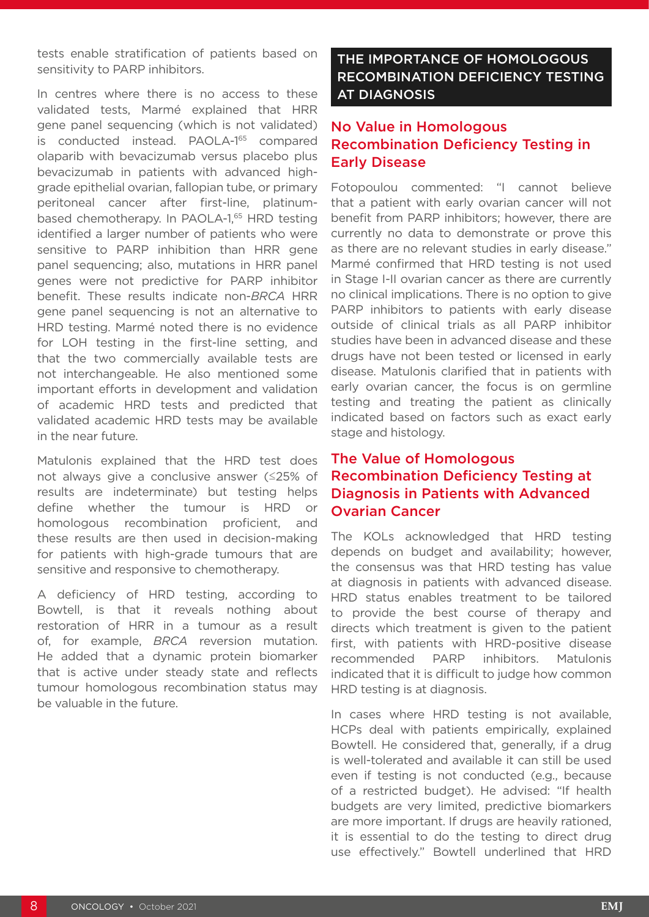tests enable stratification of patients based on sensitivity to PARP inhibitors.

In centres where there is no access to these validated tests, Marmé explained that HRR gene panel sequencing (which is not validated) is conducted instead. PAOLA-1[65] compared olaparib with bevacizumab versus placebo plus bevacizumab in patients with advanced high-grade epithelial ovarian, fallopian tube, or primary peritoneal cancer after first-line, platinum-based chemotherapy. In PAOLA-1,[65] HRD testing identified a larger number of patients who were sensitive to PARP inhibition than HRR gene panel sequencing; also, mutations in HRR panel genes were not predictive for PARP inhibitor benefit. These results indicate non-*BRCA* HRR gene panel sequencing is not an alternative to HRD testing. Marmé noted there is no evidence for LOH testing in the first-line setting, and that the two commercially available tests are not interchangeable. He also mentioned some important efforts in development and validation of academic HRD tests and predicted that validated academic HRD tests may be available in the near future.

Matulonis explained that the HRD test does not always give a conclusive answer (≤25% of results are indeterminate) but testing helps define whether the tumour is HRD or homologous recombination proficient, and these results are then used in decision-making for patients with high-grade tumours that are sensitive and responsive to chemotherapy.

A deficiency of HRD testing, according to Bowtell, is that it reveals nothing about restoration of HRR in a tumour as a result of, for example, *BRCA* reversion mutation. He added that a dynamic protein biomarker that is active under steady state and reflects tumour homologous recombination status may be valuable in the future.

## THE IMPORTANCE OF HOMOLOGOUS RECOMBINATION DEFICIENCY TESTING AT DIAGNOSIS

### No Value in Homologous Recombination Deficiency Testing in Early Disease

Fotopoulou commented: "I cannot believe that a patient with early ovarian cancer will not benefit from PARP inhibitors; however, there are currently no data to demonstrate or prove this as there are no relevant studies in early disease." Marmé confirmed that HRD testing is not used in Stage I-II ovarian cancer as there are currently no clinical implications. There is no option to give PARP inhibitors to patients with early disease outside of clinical trials as all PARP inhibitor studies have been in advanced disease and these drugs have not been tested or licensed in early disease. Matulonis clarified that in patients with early ovarian cancer, the focus is on germline testing and treating the patient as clinically indicated based on factors such as exact early stage and histology.

### The Value of Homologous Recombination Deficiency Testing at Diagnosis in Patients with Advanced Ovarian Cancer

The KOLs acknowledged that HRD testing depends on budget and availability; however, the consensus was that HRD testing has value at diagnosis in patients with advanced disease. HRD status enables treatment to be tailored to provide the best course of therapy and directs which treatment is given to the patient first, with patients with HRD-positive disease recommended PARP inhibitors. Matulonis indicated that it is difficult to judge how common HRD testing is at diagnosis.

In cases where HRD testing is not available, HCPs deal with patients empirically, explained Bowtell. He considered that, generally, if a drug is well-tolerated and available it can still be used even if testing is not conducted (e.g., because of a restricted budget). He advised: "If health budgets are very limited, predictive biomarkers are more important. If drugs are heavily rationed, it is essential to do the testing to direct drug use effectively." Bowtell underlined that HRD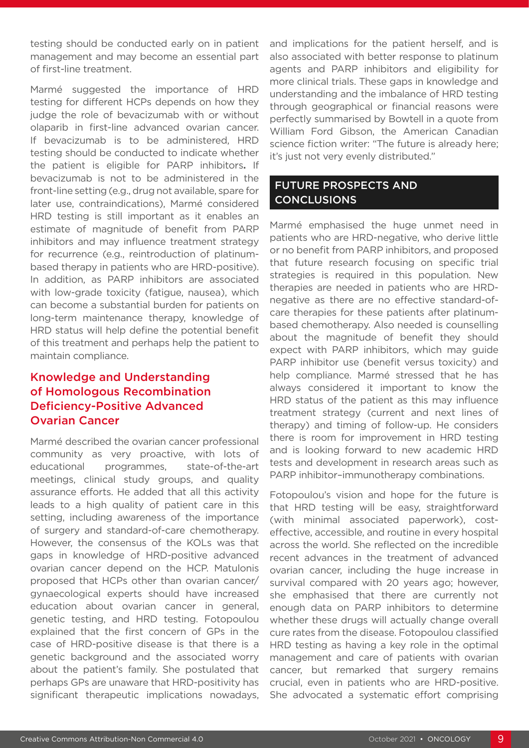testing should be conducted early on in patient management and may become an essential part of first-line treatment.

Marmé suggested the importance of HRD testing for different HCPs depends on how they judge the role of bevacizumab with or without olaparib in first-line advanced ovarian cancer. If bevacizumab is to be administered, HRD testing should be conducted to indicate whether the patient is eligible for PARP inhibitors**.** If bevacizumab is not to be administered in the front-line setting (e.g., drug not available, spare for later use, contraindications), Marmé considered HRD testing is still important as it enables an estimate of magnitude of benefit from PARP inhibitors and may influence treatment strategy for recurrence (e.g., reintroduction of platinum-based therapy in patients who are HRD-positive). In addition, as PARP inhibitors are associated with low-grade toxicity (fatigue, nausea), which can become a substantial burden for patients on long-term maintenance therapy, knowledge of HRD status will help define the potential benefit of this treatment and perhaps help the patient to maintain compliance.

### Knowledge and Understanding of Homologous Recombination Deficiency-Positive Advanced Ovarian Cancer

Marmé described the ovarian cancer professional community as very proactive, with lots of educational programmes, state-of-the-art meetings, clinical study groups, and quality assurance efforts. He added that all this activity leads to a high quality of patient care in this setting, including awareness of the importance of surgery and standard-of-care chemotherapy. However, the consensus of the KOLs was that gaps in knowledge of HRD-positive advanced ovarian cancer depend on the HCP. Matulonis proposed that HCPs other than ovarian cancer/gynaecological experts should have increased education about ovarian cancer in general, genetic testing, and HRD testing. Fotopoulou explained that the first concern of GPs in the case of HRD-positive disease is that there is a genetic background and the associated worry about the patient's family. She postulated that perhaps GPs are unaware that HRD-positivity has significant therapeutic implications nowadays, and implications for the patient herself, and is also associated with better response to platinum agents and PARP inhibitors and eligibility for more clinical trials. These gaps in knowledge and understanding and the imbalance of HRD testing through geographical or financial reasons were perfectly summarised by Bowtell in a quote from William Ford Gibson, the American Canadian science fiction writer: "The future is already here; it's just not very evenly distributed."

## FUTURE PROSPECTS AND CONCLUSIONS

Marmé emphasised the huge unmet need in patients who are HRD-negative, who derive little or no benefit from PARP inhibitors, and proposed that future research focusing on specific trial strategies is required in this population. New therapies are needed in patients who are HRD-negative as there are no effective standard-of-care therapies for these patients after platinum-based chemotherapy. Also needed is counselling about the magnitude of benefit they should expect with PARP inhibitors, which may guide PARP inhibitor use (benefit versus toxicity) and help compliance. Marmé stressed that he has always considered it important to know the HRD status of the patient as this may influence treatment strategy (current and next lines of therapy) and timing of follow-up. He considers there is room for improvement in HRD testing and is looking forward to new academic HRD tests and development in research areas such as PARP inhibitor–immunotherapy combinations.

Fotopoulou's vision and hope for the future is that HRD testing will be easy, straightforward (with minimal associated paperwork), cost-effective, accessible, and routine in every hospital across the world. She reflected on the incredible recent advances in the treatment of advanced ovarian cancer, including the huge increase in survival compared with 20 years ago; however, she emphasised that there are currently not enough data on PARP inhibitors to determine whether these drugs will actually change overall cure rates from the disease. Fotopoulou classified HRD testing as having a key role in the optimal management and care of patients with ovarian cancer, but remarked that surgery remains crucial, even in patients who are HRD-positive. She advocated a systematic effort comprising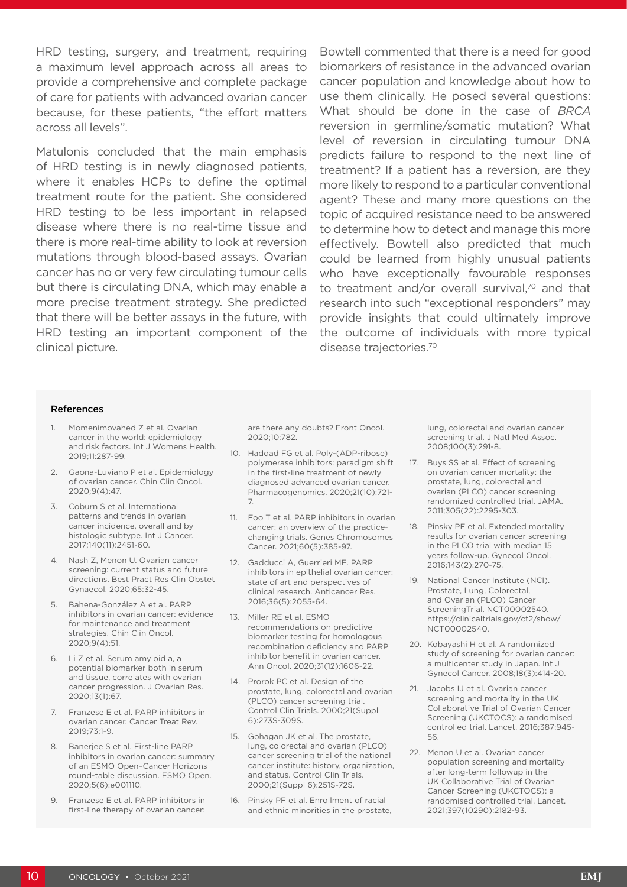HRD testing, surgery, and treatment, requiring a maximum level approach across all areas to provide a comprehensive and complete package of care for patients with advanced ovarian cancer because, for these patients, "the effort matters across all levels".

Matulonis concluded that the main emphasis of HRD testing is in newly diagnosed patients, where it enables HCPs to define the optimal treatment route for the patient. She considered HRD testing to be less important in relapsed disease where there is no real-time tissue and there is more real-time ability to look at reversion mutations through blood-based assays. Ovarian cancer has no or very few circulating tumour cells but there is circulating DNA, which may enable a more precise treatment strategy. She predicted that there will be better assays in the future, with HRD testing an important component of the clinical picture.

Bowtell commented that there is a need for good biomarkers of resistance in the advanced ovarian cancer population and knowledge about how to use them clinically. He posed several questions: What should be done in the case of *BRCA* reversion in germline/somatic mutation? What level of reversion in circulating tumour DNA predicts failure to respond to the next line of treatment? If a patient has a reversion, are they more likely to respond to a particular conventional agent? These and many more questions on the topic of acquired resistance need to be answered to determine how to detect and manage this more effectively. Bowtell also predicted that much could be learned from highly unusual patients who have exceptionally favourable responses to treatment and/or overall survival,[70] and that research into such "exceptional responders" may provide insights that could ultimately improve the outcome of individuals with more typical disease trajectories.[70]

### References

1. Momenimovahed Z et al. Ovarian cancer in the world: epidemiology and risk factors. Int J Womens Health. 2019;11:287-99.
2. Gaona-Luviano P et al. Epidemiology of ovarian cancer. Chin Clin Oncol. 2020;9(4):47.
3. Coburn S et al. International patterns and trends in ovarian cancer incidence, overall and by histologic subtype. Int J Cancer. 2017;140(11):2451-60.
4. Nash Z, Menon U. Ovarian cancer screening: current status and future directions. Best Pract Res Clin Obstet Gynaecol. 2020;65:32-45.
5. Bahena-González A et al. PARP inhibitors in ovarian cancer: evidence for maintenance and treatment strategies. Chin Clin Oncol. 2020;9(4):51.
6. Li Z et al. Serum amyloid a, a potential biomarker both in serum and tissue, correlates with ovarian cancer progression. J Ovarian Res. 2020;13(1):67.
7. Franzese E et al. PARP inhibitors in ovarian cancer. Cancer Treat Rev. 2019;73:1-9.
8. Banerjee S et al. First-line PARP inhibitors in ovarian cancer: summary of an ESMO Open–Cancer Horizons round-table discussion. ESMO Open. 2020;5(6):e001110.
9. Franzese E et al. PARP inhibitors in first-line therapy of ovarian cancer: are there any doubts? Front Oncol. 2020;10:782.
10. Haddad FG et al. Poly-(ADP-ribose) polymerase inhibitors: paradigm shift in the first-line treatment of newly diagnosed advanced ovarian cancer. Pharmacogenomics. 2020;21(10):721-7.
11. Foo T et al. PARP inhibitors in ovarian cancer: an overview of the practice-changing trials. Genes Chromosomes Cancer. 2021;60(5):385-97.
12. Gadducci A, Guerrieri ME. PARP inhibitors in epithelial ovarian cancer: state of art and perspectives of clinical research. Anticancer Res. 2016;36(5):2055-64.
13. Miller RE et al. ESMO recommendations on predictive biomarker testing for homologous recombination deficiency and PARP inhibitor benefit in ovarian cancer. Ann Oncol. 2020;31(12):1606-22.
14. Prorok PC et al. Design of the prostate, lung, colorectal and ovarian (PLCO) cancer screening trial. Control Clin Trials. 2000;21(Suppl 6):273S-309S.
15. Gohagan JK et al. The prostate, lung, colorectal and ovarian (PLCO) cancer screening trial of the national cancer institute: history, organization, and status. Control Clin Trials. 2000;21(Suppl 6):251S-72S.
16. Pinsky PF et al. Enrollment of racial and ethnic minorities in the prostate, lung, colorectal and ovarian cancer screening trial. J Natl Med Assoc. 2008;100(3):291-8.
17. Buys SS et al. Effect of screening on ovarian cancer mortality: the prostate, lung, colorectal and ovarian (PLCO) cancer screening randomized controlled trial. JAMA. 2011;305(22):2295-303.
18. Pinsky PF et al. Extended mortality results for ovarian cancer screening in the PLCO trial with median 15 years follow-up. Gynecol Oncol. 2016;143(2):270-75.
19. National Cancer Institute (NCI). Prostate, Lung, Colorectal, and Ovarian (PLCO) Cancer ScreeningTrial. NCT00002540. https://clinicaltrials.gov/ct2/show/NCT00002540.
20. Kobayashi H et al. A randomized study of screening for ovarian cancer: a multicenter study in Japan. Int J Gynecol Cancer. 2008;18(3):414-20.
21. Jacobs IJ et al. Ovarian cancer screening and mortality in the UK Collaborative Trial of Ovarian Cancer Screening (UKCTOCS): a randomised controlled trial. Lancet. 2016;387:945-56.
22. Menon U et al. Ovarian cancer population screening and mortality after long-term followup in the UK Collaborative Trial of Ovarian Cancer Screening (UKCTOCS): a randomised controlled trial. Lancet. 2021;397(10290):2182-93.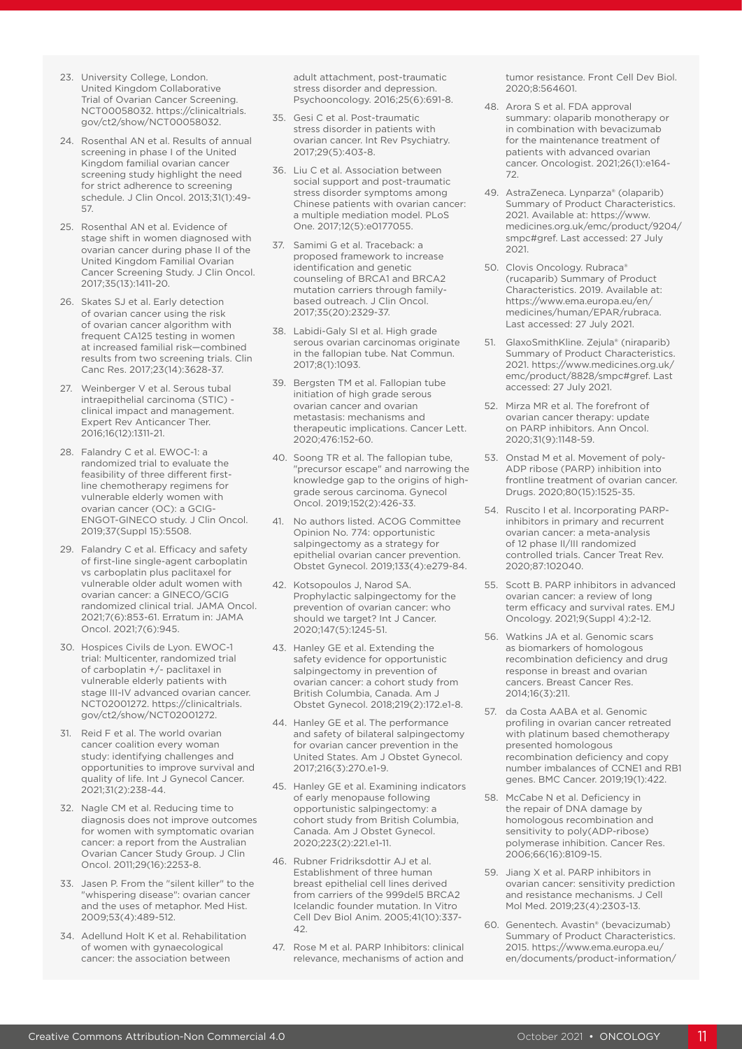23. University College, London. United Kingdom Collaborative Trial of Ovarian Cancer Screening. NCT00058032. https://clinicaltrials.gov/ct2/show/NCT00058032.

24. Rosenthal AN et al. Results of annual screening in phase I of the United Kingdom familial ovarian cancer screening study highlight the need for strict adherence to screening schedule. J Clin Oncol. 2013;31(1):49-57.

25. Rosenthal AN et al. Evidence of stage shift in women diagnosed with ovarian cancer during phase II of the United Kingdom Familial Ovarian Cancer Screening Study. J Clin Oncol. 2017;35(13):1411-20.

26. Skates SJ et al. Early detection of ovarian cancer using the risk of ovarian cancer algorithm with frequent CA125 testing in women at increased familial risk—combined results from two screening trials. Clin Canc Res. 2017;23(14):3628-37.

27. Weinberger V et al. Serous tubal intraepithelial carcinoma (STIC) - clinical impact and management. Expert Rev Anticancer Ther. 2016;16(12):1311-21.

28. Falandry C et al. EWOC-1: a randomized trial to evaluate the feasibility of three different first-line chemotherapy regimens for vulnerable elderly women with ovarian cancer (OC): a GCIG-ENGOT-GINECO study. J Clin Oncol. 2019;37(Suppl 15):5508.

29. Falandry C et al. Efficacy and safety of first-line single-agent carboplatin vs carboplatin plus paclitaxel for vulnerable older adult women with ovarian cancer: a GINECO/GCIG randomized clinical trial. JAMA Oncol. 2021;7(6):853-61. Erratum in: JAMA Oncol. 2021;7(6):945.

30. Hospices Civils de Lyon. EWOC-1 trial: Multicenter, randomized trial of carboplatin +/- paclitaxel in vulnerable elderly patients with stage III-IV advanced ovarian cancer. NCT02001272. https://clinicaltrials.gov/ct2/show/NCT02001272.

31. Reid F et al. The world ovarian cancer coalition every woman study: identifying challenges and opportunities to improve survival and quality of life. Int J Gynecol Cancer. 2021;31(2):238-44.

32. Nagle CM et al. Reducing time to diagnosis does not improve outcomes for women with symptomatic ovarian cancer: a report from the Australian Ovarian Cancer Study Group. J Clin Oncol. 2011;29(16):2253-8.

33. Jasen P. From the "silent killer" to the "whispering disease": ovarian cancer and the uses of metaphor. Med Hist. 2009;53(4):489-512.

34. Adellund Holt K et al. Rehabilitation of women with gynaecological cancer: the association between adult attachment, post-traumatic stress disorder and depression. Psychooncology. 2016;25(6):691-8.

35. Gesi C et al. Post-traumatic stress disorder in patients with ovarian cancer. Int Rev Psychiatry. 2017;29(5):403-8.

36. Liu C et al. Association between social support and post-traumatic stress disorder symptoms among Chinese patients with ovarian cancer: a multiple mediation model. PLoS One. 2017;12(5):e0177055.

37. Samimi G et al. Traceback: a proposed framework to increase identification and genetic counseling of BRCA1 and BRCA2 mutation carriers through family-based outreach. J Clin Oncol. 2017;35(20):2329-37.

38. Labidi-Galy SI et al. High grade serous ovarian carcinomas originate in the fallopian tube. Nat Commun. 2017;8(1):1093.

39. Bergsten TM et al. Fallopian tube initiation of high grade serous ovarian cancer and ovarian metastasis: mechanisms and therapeutic implications. Cancer Lett. 2020;476:152-60.

40. Soong TR et al. The fallopian tube, "precursor escape" and narrowing the knowledge gap to the origins of high-grade serous carcinoma. Gynecol Oncol. 2019;152(2):426-33.

41. No authors listed. ACOG Committee Opinion No. 774: opportunistic salpingectomy as a strategy for epithelial ovarian cancer prevention. Obstet Gynecol. 2019;133(4):e279-84.

42. Kotsopoulos J, Narod SA. Prophylactic salpingectomy for the prevention of ovarian cancer: who should we target? Int J Cancer. 2020;147(5):1245-51.

43. Hanley GE et al. Extending the safety evidence for opportunistic salpingectomy in prevention of ovarian cancer: a cohort study from British Columbia, Canada. Am J Obstet Gynecol. 2018;219(2):172.e1-8.

44. Hanley GE et al. The performance and safety of bilateral salpingectomy for ovarian cancer prevention in the United States. Am J Obstet Gynecol. 2017;216(3):270.e1-9.

45. Hanley GE et al. Examining indicators of early menopause following opportunistic salpingectomy: a cohort study from British Columbia, Canada. Am J Obstet Gynecol. 2020;223(2):221.e1-11.

46. Rubner Fridriksdottir AJ et al. Establishment of three human breast epithelial cell lines derived from carriers of the 999del5 BRCA2 Icelandic founder mutation. In Vitro Cell Dev Biol Anim. 2005;41(10):337-42.

47. Rose M et al. PARP Inhibitors: clinical relevance, mechanisms of action and tumor resistance. Front Cell Dev Biol. 2020;8:564601.

48. Arora S et al. FDA approval summary: olaparib monotherapy or in combination with bevacizumab for the maintenance treatment of patients with advanced ovarian cancer. Oncologist. 2021;26(1):e164-72.

49. AstraZeneca. Lynparza® (olaparib) Summary of Product Characteristics. 2021. Available at: https://www.medicines.org.uk/emc/product/9204/smpc#gref. Last accessed: 27 July 2021.

50. Clovis Oncology. Rubraca® (rucaparib) Summary of Product Characteristics. 2019. Available at: https://www.ema.europa.eu/en/medicines/human/EPAR/rubraca. Last accessed: 27 July 2021.

51. GlaxoSmithKline. Zejula® (niraparib) Summary of Product Characteristics. 2021. https://www.medicines.org.uk/emc/product/8828/smpc#gref. Last accessed: 27 July 2021.

52. Mirza MR et al. The forefront of ovarian cancer therapy: update on PARP inhibitors. Ann Oncol. 2020;31(9):1148-59.

53. Onstad M et al. Movement of poly-ADP ribose (PARP) inhibition into frontline treatment of ovarian cancer. Drugs. 2020;80(15):1525-35.

54. Ruscito I et al. Incorporating PARP-inhibitors in primary and recurrent ovarian cancer: a meta-analysis of 12 phase II/III randomized controlled trials. Cancer Treat Rev. 2020;87:102040.

55. Scott B. PARP inhibitors in advanced ovarian cancer: a review of long term efficacy and survival rates. EMJ Oncology. 2021;9(Suppl 4):2-12.

56. Watkins JA et al. Genomic scars as biomarkers of homologous recombination deficiency and drug response in breast and ovarian cancers. Breast Cancer Res. 2014;16(3):211.

57. da Costa AABA et al. Genomic profiling in ovarian cancer retreated with platinum based chemotherapy presented homologous recombination deficiency and copy number imbalances of CCNE1 and RB1 genes. BMC Cancer. 2019;19(1):422.

58. McCabe N et al. Deficiency in the repair of DNA damage by homologous recombination and sensitivity to poly(ADP-ribose) polymerase inhibition. Cancer Res. 2006;66(16):8109-15.

59. Jiang X et al. PARP inhibitors in ovarian cancer: sensitivity prediction and resistance mechanisms. J Cell Mol Med. 2019;23(4):2303-13.

60. Genentech. Avastin® (bevacizumab) Summary of Product Characteristics. 2015. https://www.ema.europa.eu/en/documents/product-information/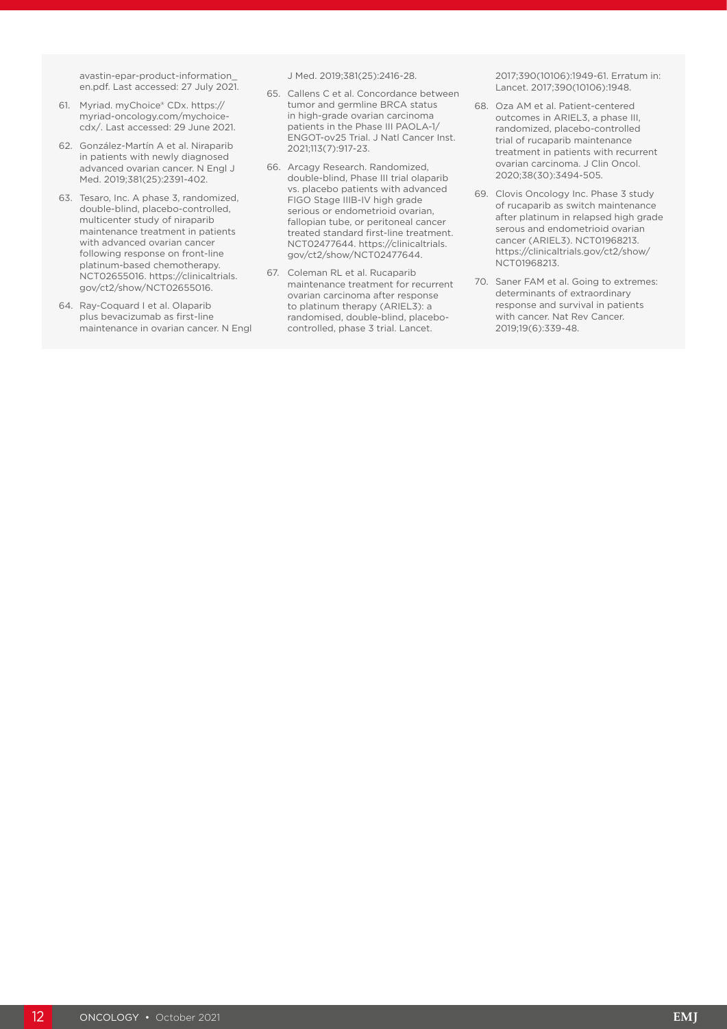avastin-epar-product-information_en.pdf. Last accessed: 27 July 2021.

61. Myriad. myChoice® CDx. https://myriad-oncology.com/mychoice-cdx/. Last accessed: 29 June 2021.
62. González-Martín A et al. Niraparib in patients with newly diagnosed advanced ovarian cancer. N Engl J Med. 2019;381(25):2391-402.
63. Tesaro, Inc. A phase 3, randomized, double-blind, placebo-controlled, multicenter study of niraparib maintenance treatment in patients with advanced ovarian cancer following response on front-line platinum-based chemotherapy. NCT02655016. https://clinicaltrials.gov/ct2/show/NCT02655016.
64. Ray-Coquard I et al. Olaparib plus bevacizumab as first-line maintenance in ovarian cancer. N Engl J Med. 2019;381(25):2416-28.
65. Callens C et al. Concordance between tumor and germline BRCA status in high-grade ovarian carcinoma patients in the Phase III PAOLA-1/ENGOT-ov25 Trial. J Natl Cancer Inst. 2021;113(7):917-23.
66. Arcagy Research. Randomized, double-blind, Phase III trial olaparib vs. placebo patients with advanced FIGO Stage IIIB-IV high grade serious or endometrioid ovarian, fallopian tube, or peritoneal cancer treated standard first-line treatment. NCT02477644. https://clinicaltrials.gov/ct2/show/NCT02477644.
67. Coleman RL et al. Rucaparib maintenance treatment for recurrent ovarian carcinoma after response to platinum therapy (ARIEL3): a randomised, double-blind, placebo-controlled, phase 3 trial. Lancet. 2017;390(10106):1949-61. Erratum in: Lancet. 2017;390(10106):1948.
68. Oza AM et al. Patient-centered outcomes in ARIEL3, a phase III, randomized, placebo-controlled trial of rucaparib maintenance treatment in patients with recurrent ovarian carcinoma. J Clin Oncol. 2020;38(30):3494-505.
69. Clovis Oncology Inc. Phase 3 study of rucaparib as switch maintenance after platinum in relapsed high grade serous and endometrioid ovarian cancer (ARIEL3). NCT01968213. https://clinicaltrials.gov/ct2/show/NCT01968213.
70. Saner FAM et al. Going to extremes: determinants of extraordinary response and survival in patients with cancer. Nat Rev Cancer. 2019;19(6):339-48.